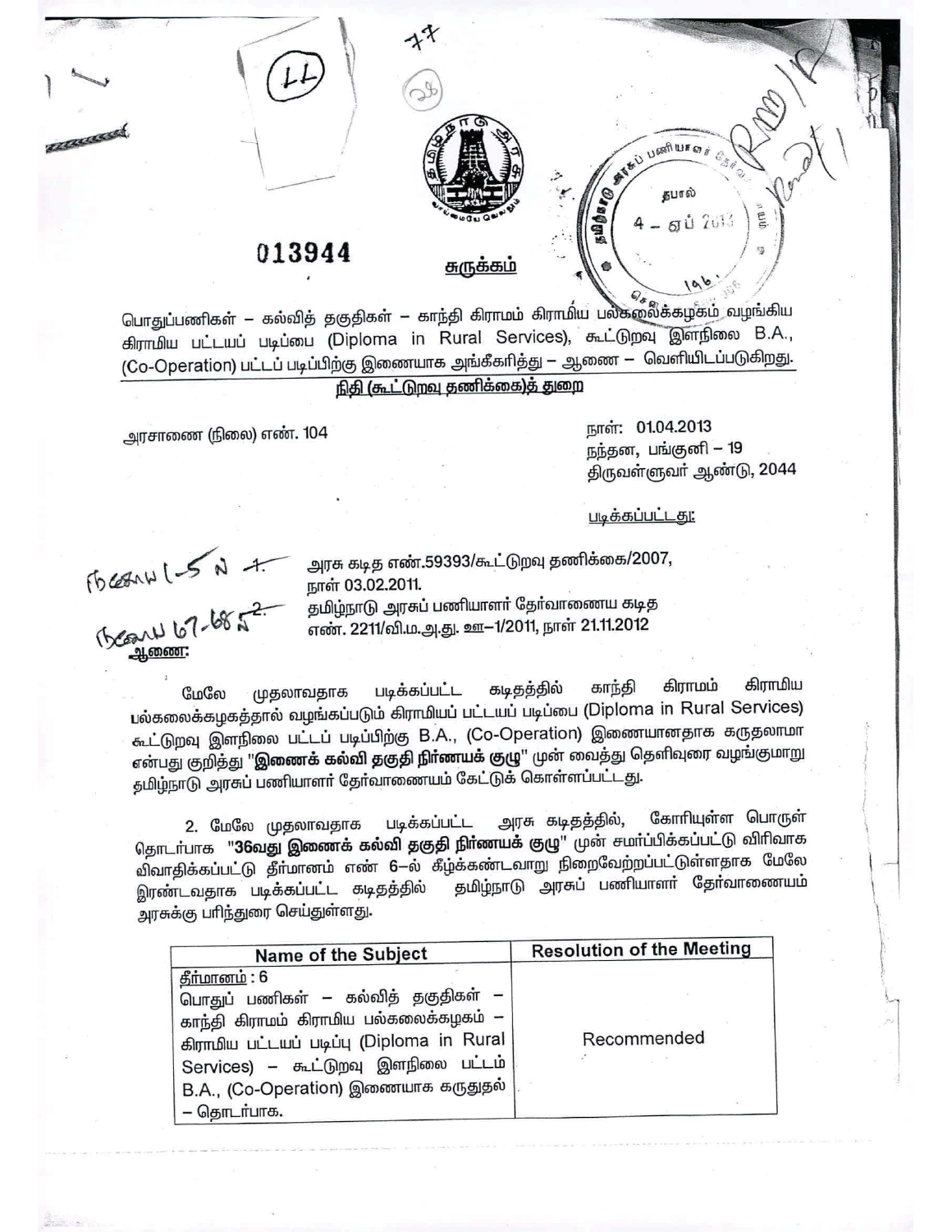013944

<u>சுருக்கம்</u>

பொதுப்பணிகள் – கல்வித் தகுதிகள் – காந்தி கிராமம் கிராமிய பல்கலைக்கழகம் வழங்கிய கிராமிய பட்டயப் படிப்பை (Diploma in Rural Services), கூட்டுறவு இளநிலை B.A., (Co-Operation) பட்டப் படிப்பிற்கு இணையாக அங்கீகரித்து – ஆணை – வெளியிடப்படுகிறது.

<u>நிதி (கூட்டுறவு தணிக்கை)த் துறை</u>

அரசாணை (நிலை) எண். 104

நாள்: 01.04.2013
நந்தன, பங்குனி – 19
திருவள்ளுவர் ஆண்டு, 2044

<u>படிக்கப்பட்டது:</u>

1. அரசு கடித எண்.59393/கூட்டுறவு தணிக்கை/2007, நாள் 03.02.2011.
2. தமிழ்நாடு அரசுப் பணியாளர் தேர்வாணைய கடித எண். 2211/வி.ம.அ.து. ஊ–1/2011, நாள் 21.11.2012

<u>ஆணை:</u>

மேலே முதலாவதாக படிக்கப்பட்ட கடிதத்தில் காந்தி கிராமம் கிராமிய பல்கலைக்கழகத்தால் வழங்கப்படும் கிராமியப் பட்டயப் படிப்பை (Diploma in Rural Services) கூட்டுறவு இளநிலை பட்டப் படிப்பிற்கு B.A., (Co-Operation) இணையானதாக கருதலாமா என்பது குறித்து **"இணைக் கல்வி தகுதி நிர்ணயக் குழு"** முன் வைத்து தெளிவுரை வழங்குமாறு தமிழ்நாடு அரசுப் பணியாளர் தேர்வாணையம் கேட்டுக் கொள்ளப்பட்டது.

2. மேலே முதலாவதாக படிக்கப்பட்ட அரசு கடிதத்தில், கோரியுள்ள பொருள் தொடர்பாக **"36வது இணைக் கல்வி தகுதி நிர்ணயக் குழு"** முன் சமர்ப்பிக்கப்பட்டு விரிவாக விவாதிக்கப்பட்டு தீர்மானம் எண் 6–ல் கீழ்க்கண்டவாறு நிறைவேற்றப்பட்டுள்ளதாக மேலே இரண்டாவதாக படிக்கப்பட்ட கடிதத்தில் தமிழ்நாடு அரசுப் பணியாளர் தேர்வாணையம் அரசுக்கு பரிந்துரை செய்துள்ளது.

| Name of the Subject | Resolution of the Meeting |
| --- | --- |
| <u>தீர்மானம்</u> : 6<br>பொதுப் பணிகள் – கல்வித் தகுதிகள் – காந்தி கிராமம் கிராமிய பல்கலைக்கழகம் – கிராமிய பட்டயப் படிப்பு (Diploma in Rural Services) – கூட்டுறவு இளநிலை பட்டம் B.A., (Co-Operation) இணையாக கருதுதல் – தொடர்பாக. | Recommended |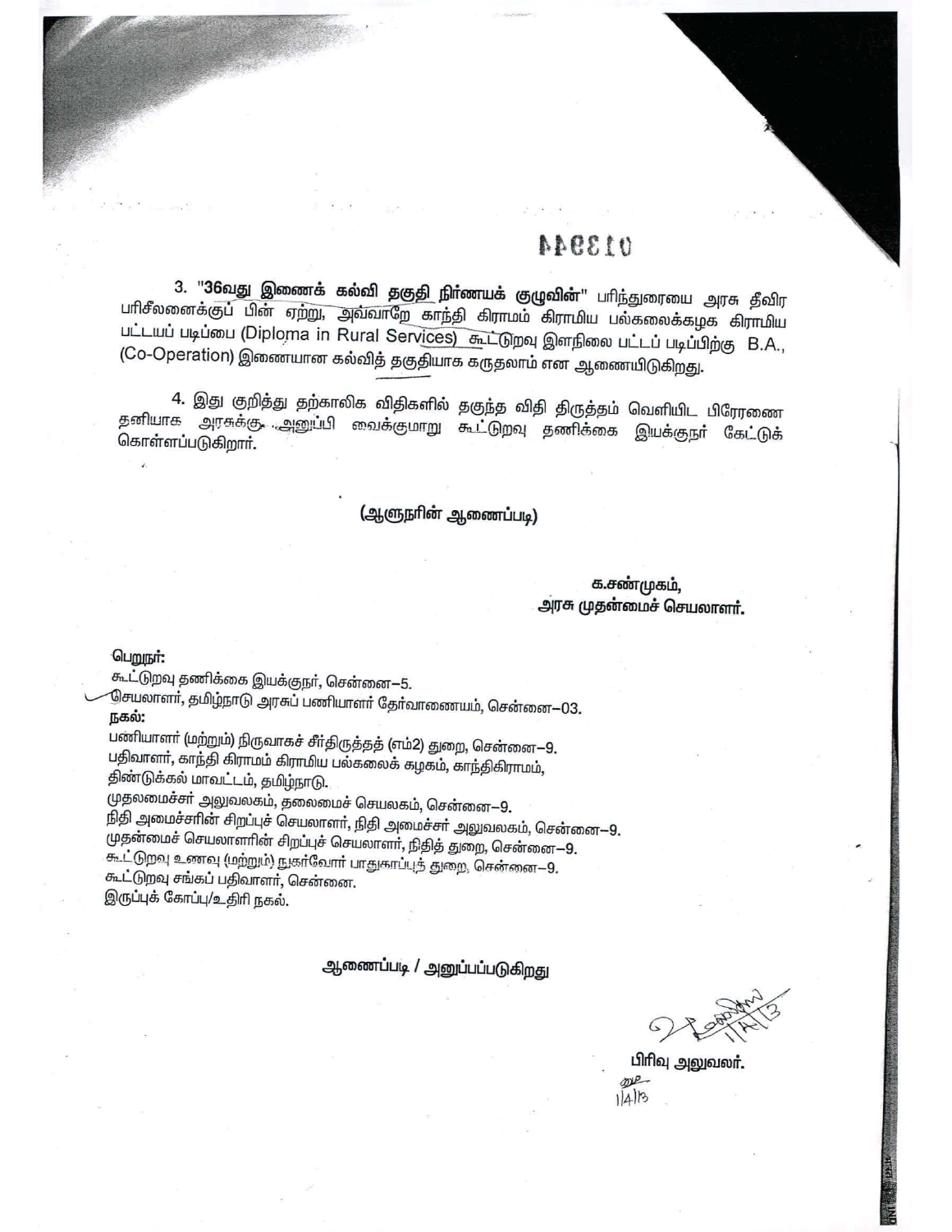013944

3. "**36வது இணைக் கல்வி தகுதி நிர்ணயக் குழுவின்**" பரிந்துரையை அரசு தீவிர பரிசீலனைக்குப் பின் ஏற்று, அவ்வாறே காந்தி கிராமம் கிராமிய பல்கலைக்கழக கிராமிய பட்டயப் படிப்பை (Diploma in Rural Services) கூட்டுறவு இளநிலை பட்டப் படிப்பிற்கு B.A., (Co-Operation) இணையான கல்வித் தகுதியாக கருதலாம் என ஆணையிடுகிறது.

4. இது குறித்து தற்காலிக விதிகளில் தகுந்த விதி திருத்தம் வெளியிட பிரேரணை தனியாக அரசுக்கு அனுப்பி வைக்குமாறு கூட்டுறவு தணிக்கை இயக்குநர் கேட்டுக் கொள்ளப்படுகிறார்.

**(ஆளுநரின் ஆணைப்படி)**

**க.சண்முகம்,**
**அரசு முதன்மைச் செயலாளர்.**

**பெறுநர்:**

கூட்டுறவு தணிக்கை இயக்குநர், சென்னை–5.
செயலாளர், தமிழ்நாடு அரசுப் பணியாளர் தேர்வாணையம், சென்னை–03.

**நகல்:**

பணியாளர் (மற்றும்) நிருவாகச் சீர்திருத்தத் (எம்2) துறை, சென்னை–9.
பதிவாளர், காந்தி கிராமம் கிராமிய பல்கலைக் கழகம், காந்திகிராமம், திண்டுக்கல் மாவட்டம், தமிழ்நாடு.
முதலமைச்சர் அலுவலகம், தலைமைச் செயலகம், சென்னை–9.
நிதி அமைச்சரின் சிறப்புச் செயலாளர், நிதி அமைச்சர் அலுவலகம், சென்னை–9.
முதன்மைச் செயலாளரின் சிறப்புச் செயலாளர், நிதித் துறை, சென்னை–9.
கூட்டுறவு உணவு (மற்றும்) நுகர்வோர் பாதுகாப்புத் துறை, சென்னை–9.
கூட்டுறவு சங்கப் பதிவாளர், சென்னை.
இருப்புக் கோப்பு/உதிரி நகல்.

**ஆணைப்படி / அனுப்பப்படுகிறது**

1/4/13

**பிரிவு அலுவலர்.**

1/4/13